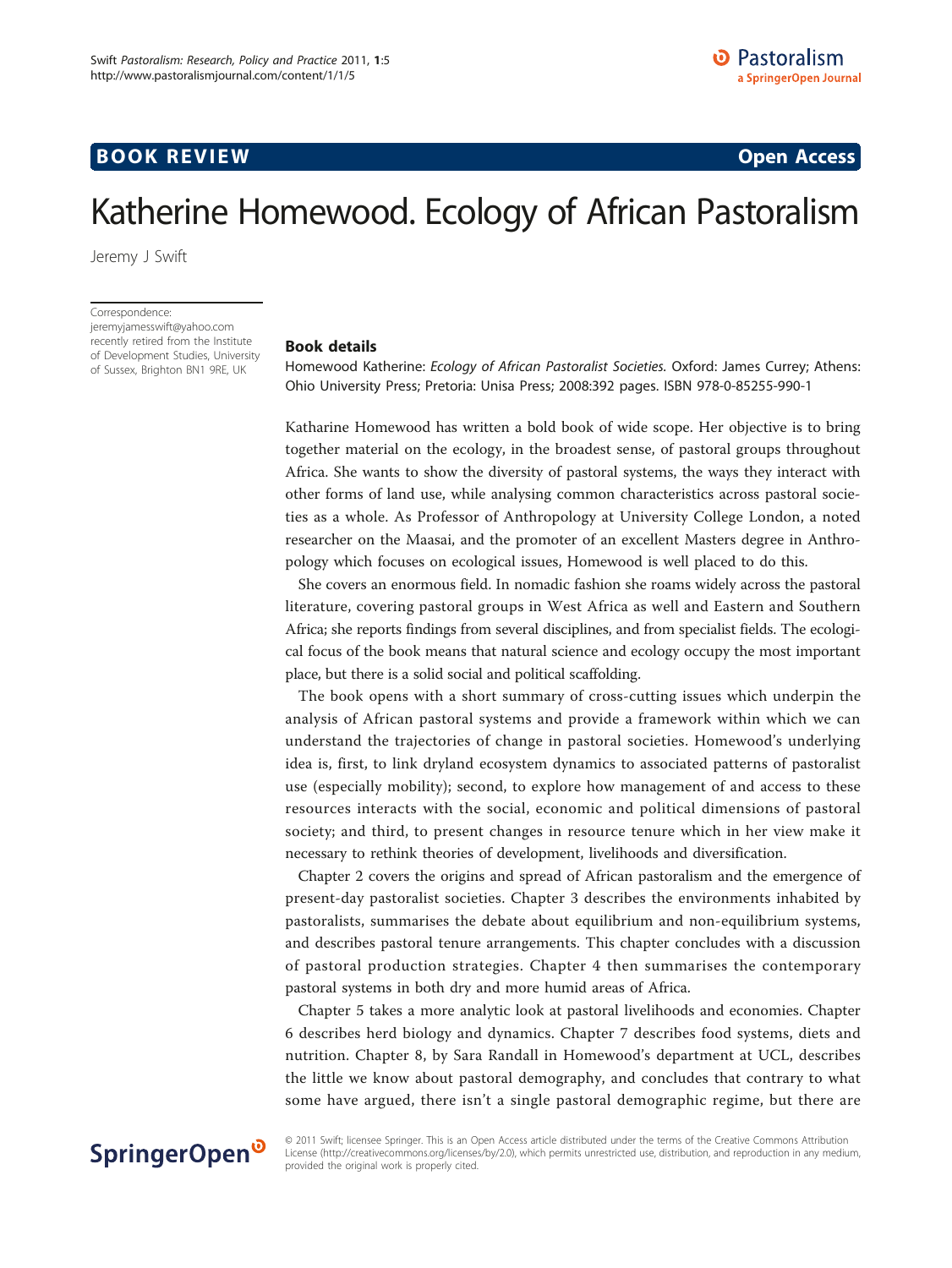BOOK REVIEW

Open Access

# Katherine Homewood. Ecology of African Pastoralism

Jeremy J Swift

Correspondence: jeremyjamesswift@yahoo.com recently retired from the Institute of Development Studies, University of Sussex, Brighton BN1 9RE, UK

## Book details

Homewood Katherine: *Ecology of African Pastoralist Societies*. Oxford: James Currey; Athens: Ohio University Press; Pretoria: Unisa Press; 2008:392 pages. ISBN 978-0-85255-990-1

Katharine Homewood has written a bold book of wide scope. Her objective is to bring together material on the ecology, in the broadest sense, of pastoral groups throughout Africa. She wants to show the diversity of pastoral systems, the ways they interact with other forms of land use, while analysing common characteristics across pastoral societies as a whole. As Professor of Anthropology at University College London, a noted researcher on the Maasai, and the promoter of an excellent Masters degree in Anthropology which focuses on ecological issues, Homewood is well placed to do this.

She covers an enormous field. In nomadic fashion she roams widely across the pastoral literature, covering pastoral groups in West Africa as well and Eastern and Southern Africa; she reports findings from several disciplines, and from specialist fields. The ecological focus of the book means that natural science and ecology occupy the most important place, but there is a solid social and political scaffolding.

The book opens with a short summary of cross-cutting issues which underpin the analysis of African pastoral systems and provide a framework within which we can understand the trajectories of change in pastoral societies. Homewood's underlying idea is, first, to link dryland ecosystem dynamics to associated patterns of pastoralist use (especially mobility); second, to explore how management of and access to these resources interacts with the social, economic and political dimensions of pastoral society; and third, to present changes in resource tenure which in her view make it necessary to rethink theories of development, livelihoods and diversification.

Chapter 2 covers the origins and spread of African pastoralism and the emergence of present-day pastoralist societies. Chapter 3 describes the environments inhabited by pastoralists, summarises the debate about equilibrium and non-equilibrium systems, and describes pastoral tenure arrangements. This chapter concludes with a discussion of pastoral production strategies. Chapter 4 then summarises the contemporary pastoral systems in both dry and more humid areas of Africa.

Chapter 5 takes a more analytic look at pastoral livelihoods and economies. Chapter 6 describes herd biology and dynamics. Chapter 7 describes food systems, diets and nutrition. Chapter 8, by Sara Randall in Homewood's department at UCL, describes the little we know about pastoral demography, and concludes that contrary to what some have argued, there isn't a single pastoral demographic regime, but there are

© 2011 Swift; licensee Springer. This is an Open Access article distributed under the terms of the Creative Commons Attribution License (http://creativecommons.org/licenses/by/2.0), which permits unrestricted use, distribution, and reproduction in any medium, provided the original work is properly cited.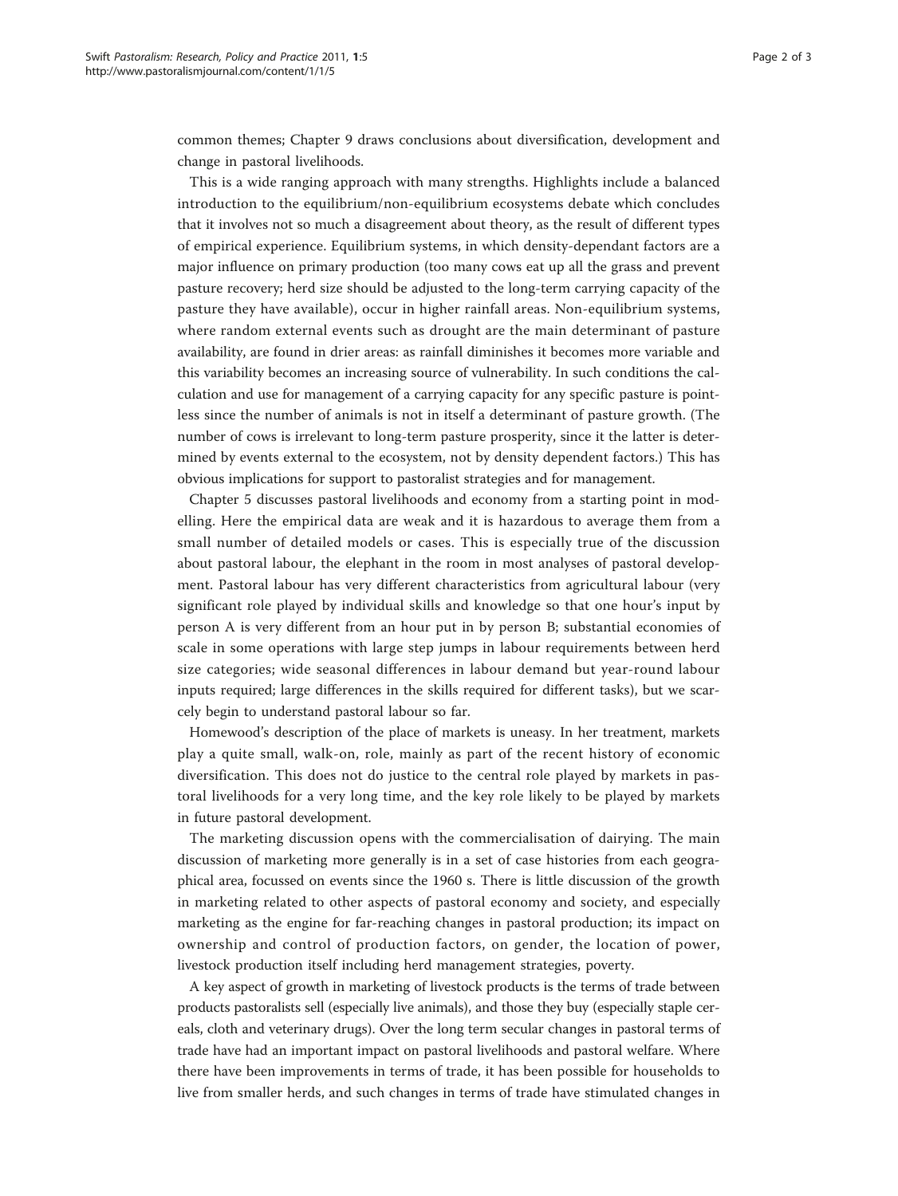common themes; Chapter 9 draws conclusions about diversification, development and change in pastoral livelihoods.

This is a wide ranging approach with many strengths. Highlights include a balanced introduction to the equilibrium/non-equilibrium ecosystems debate which concludes that it involves not so much a disagreement about theory, as the result of different types of empirical experience. Equilibrium systems, in which density-dependant factors are a major influence on primary production (too many cows eat up all the grass and prevent pasture recovery; herd size should be adjusted to the long-term carrying capacity of the pasture they have available), occur in higher rainfall areas. Non-equilibrium systems, where random external events such as drought are the main determinant of pasture availability, are found in drier areas: as rainfall diminishes it becomes more variable and this variability becomes an increasing source of vulnerability. In such conditions the calculation and use for management of a carrying capacity for any specific pasture is pointless since the number of animals is not in itself a determinant of pasture growth. (The number of cows is irrelevant to long-term pasture prosperity, since it the latter is determined by events external to the ecosystem, not by density dependent factors.) This has obvious implications for support to pastoralist strategies and for management.

Chapter 5 discusses pastoral livelihoods and economy from a starting point in modelling. Here the empirical data are weak and it is hazardous to average them from a small number of detailed models or cases. This is especially true of the discussion about pastoral labour, the elephant in the room in most analyses of pastoral development. Pastoral labour has very different characteristics from agricultural labour (very significant role played by individual skills and knowledge so that one hour's input by person A is very different from an hour put in by person B; substantial economies of scale in some operations with large step jumps in labour requirements between herd size categories; wide seasonal differences in labour demand but year-round labour inputs required; large differences in the skills required for different tasks), but we scarcely begin to understand pastoral labour so far.

Homewood's description of the place of markets is uneasy. In her treatment, markets play a quite small, walk-on, role, mainly as part of the recent history of economic diversification. This does not do justice to the central role played by markets in pastoral livelihoods for a very long time, and the key role likely to be played by markets in future pastoral development.

The marketing discussion opens with the commercialisation of dairying. The main discussion of marketing more generally is in a set of case histories from each geographical area, focussed on events since the 1960 s. There is little discussion of the growth in marketing related to other aspects of pastoral economy and society, and especially marketing as the engine for far-reaching changes in pastoral production; its impact on ownership and control of production factors, on gender, the location of power, livestock production itself including herd management strategies, poverty.

A key aspect of growth in marketing of livestock products is the terms of trade between products pastoralists sell (especially live animals), and those they buy (especially staple cereals, cloth and veterinary drugs). Over the long term secular changes in pastoral terms of trade have had an important impact on pastoral livelihoods and pastoral welfare. Where there have been improvements in terms of trade, it has been possible for households to live from smaller herds, and such changes in terms of trade have stimulated changes in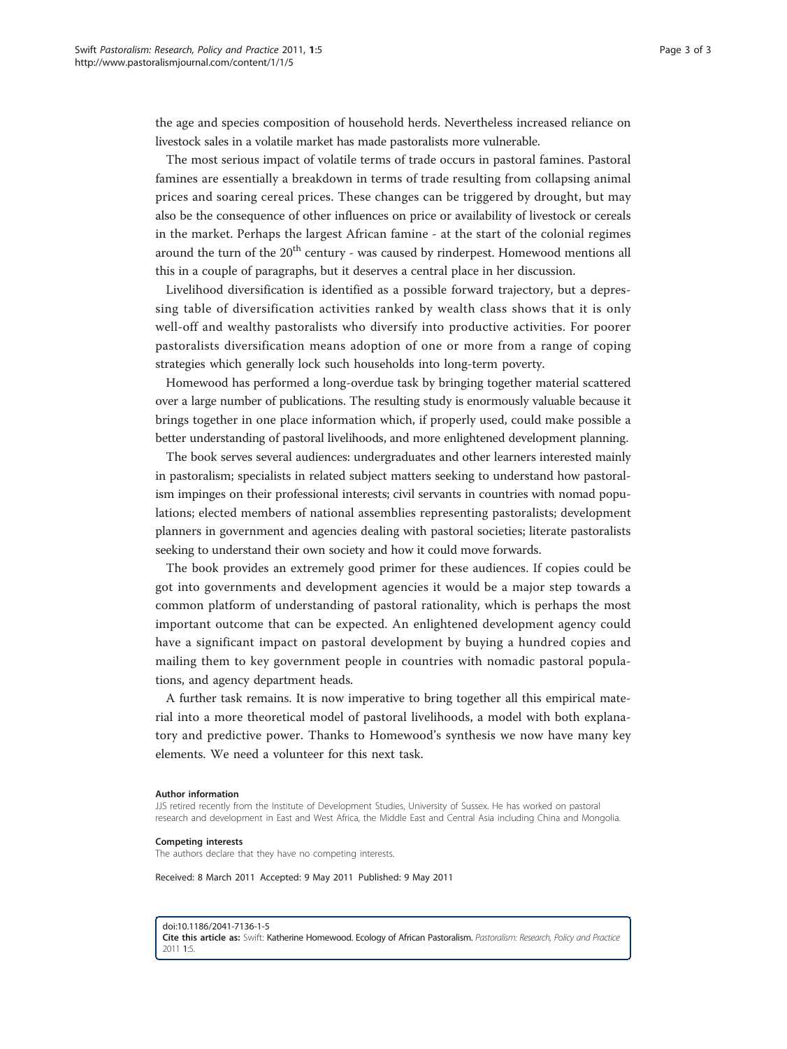the age and species composition of household herds. Nevertheless increased reliance on livestock sales in a volatile market has made pastoralists more vulnerable.

The most serious impact of volatile terms of trade occurs in pastoral famines. Pastoral famines are essentially a breakdown in terms of trade resulting from collapsing animal prices and soaring cereal prices. These changes can be triggered by drought, but may also be the consequence of other influences on price or availability of livestock or cereals in the market. Perhaps the largest African famine - at the start of the colonial regimes around the turn of the 20th century - was caused by rinderpest. Homewood mentions all this in a couple of paragraphs, but it deserves a central place in her discussion.

Livelihood diversification is identified as a possible forward trajectory, but a depressing table of diversification activities ranked by wealth class shows that it is only well-off and wealthy pastoralists who diversify into productive activities. For poorer pastoralists diversification means adoption of one or more from a range of coping strategies which generally lock such households into long-term poverty.

Homewood has performed a long-overdue task by bringing together material scattered over a large number of publications. The resulting study is enormously valuable because it brings together in one place information which, if properly used, could make possible a better understanding of pastoral livelihoods, and more enlightened development planning.

The book serves several audiences: undergraduates and other learners interested mainly in pastoralism; specialists in related subject matters seeking to understand how pastoralism impinges on their professional interests; civil servants in countries with nomad populations; elected members of national assemblies representing pastoralists; development planners in government and agencies dealing with pastoral societies; literate pastoralists seeking to understand their own society and how it could move forwards.

The book provides an extremely good primer for these audiences. If copies could be got into governments and development agencies it would be a major step towards a common platform of understanding of pastoral rationality, which is perhaps the most important outcome that can be expected. An enlightened development agency could have a significant impact on pastoral development by buying a hundred copies and mailing them to key government people in countries with nomadic pastoral populations, and agency department heads.

A further task remains. It is now imperative to bring together all this empirical material into a more theoretical model of pastoral livelihoods, a model with both explanatory and predictive power. Thanks to Homewood's synthesis we now have many key elements. We need a volunteer for this next task.

#### Author information

JJS retired recently from the Institute of Development Studies, University of Sussex. He has worked on pastoral research and development in East and West Africa, the Middle East and Central Asia including China and Mongolia.

#### Competing interests

The authors declare that they have no competing interests.

Received: 8 March 2011 Accepted: 9 May 2011 Published: 9 May 2011

doi:10.1186/2041-7136-1-5

**Cite this article as:** Swift: **Katherine Homewood. Ecology of African Pastoralism.** *Pastoralism: Research, Policy and Practice* 2011 **1**:5.